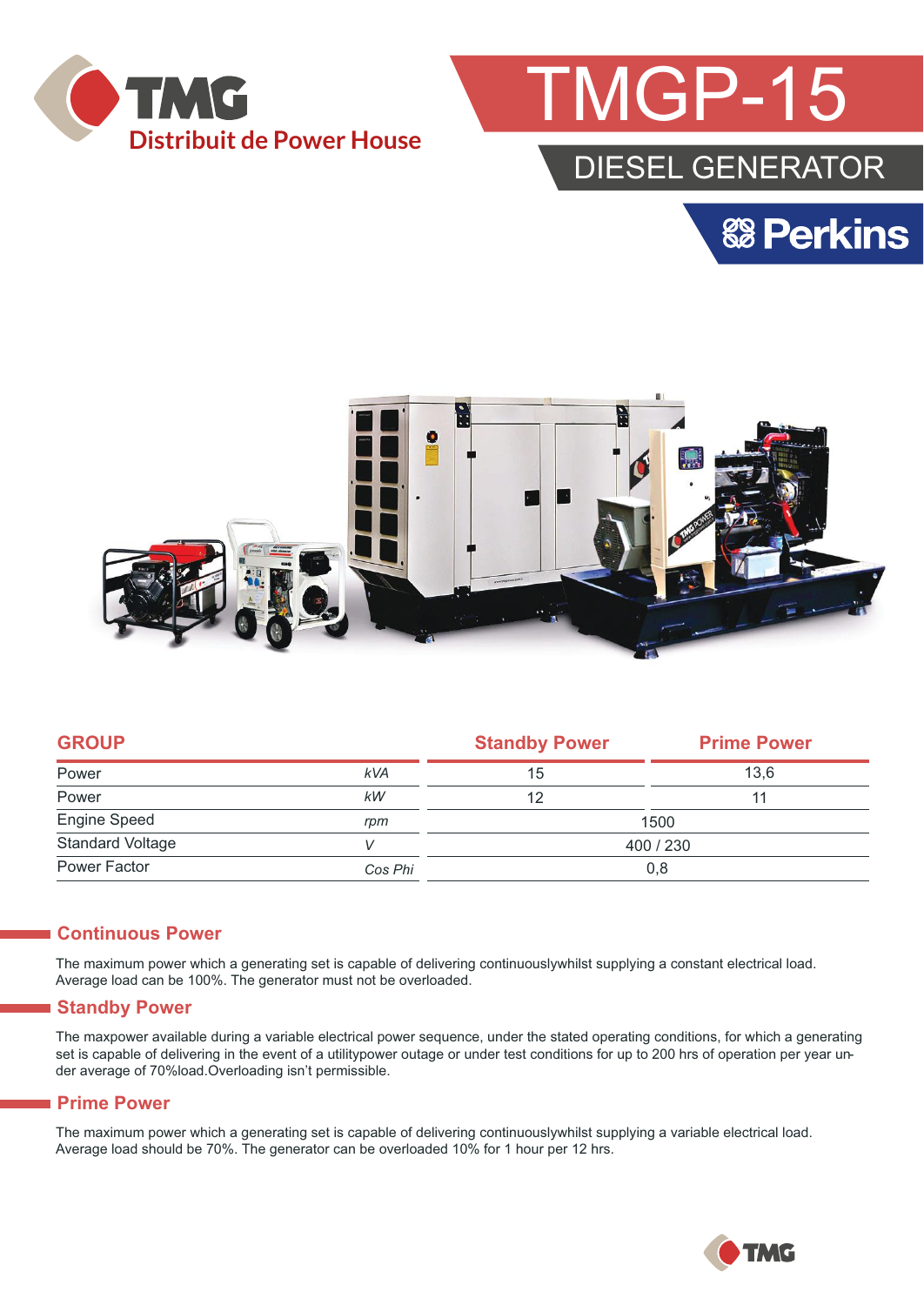TMG
Distribuit de Power House

# TMGP-15

## DIESEL GENERATOR

Perkins

| GROUP | | Standby Power | Prime Power |
|---|---|---|---|
| Power | kVA | 15 | 13,6 |
| Power | kW | 12 | 11 |
| Engine Speed | rpm | 1500 | |
| Standard Voltage | V | 400 / 230 | |
| Power Factor | Cos Phi | 0,8 | |

## Continuous Power

The maximum power which a generating set is capable of delivering continuouslywhilst supplying a constant electrical load. Average load can be 100%. The generator must not be overloaded.

## Standby Power

The maxpower available during a variable electrical power sequence, under the stated operating conditions, for which a generating set is capable of delivering in the event of a utilitypower outage or under test conditions for up to 200 hrs of operation per year under average of 70%load.Overloading isn't permissible.

## Prime Power

The maximum power which a generating set is capable of delivering continuouslywhilst supplying a variable electrical load. Average load should be 70%. The generator can be overloaded 10% for 1 hour per 12 hrs.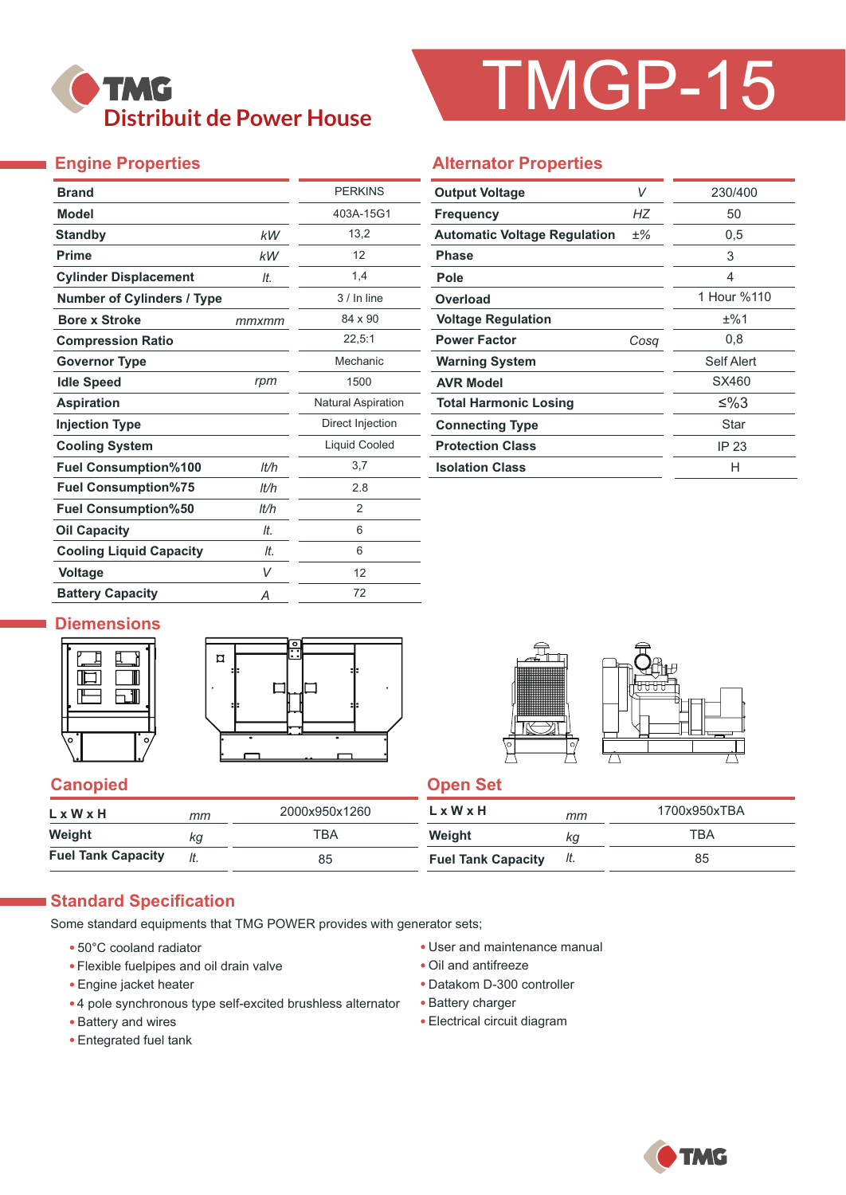TMG
Distribuit de Power House

# TMGP-15

## Engine Properties

| Property | Unit | Value |
|---|---|---|
| Brand | | PERKINS |
| Model | | 403A-15G1 |
| Standby | kW | 13,2 |
| Prime | kW | 12 |
| Cylinder Displacement | lt. | 1,4 |
| Number of Cylinders / Type | | 3 / In line |
| Bore x Stroke | mmxmm | 84 x 90 |
| Compression Ratio | | 22,5:1 |
| Governor Type | | Mechanic |
| Idle Speed | rpm | 1500 |
| Aspiration | | Natural Aspiration |
| Injection Type | | Direct Injection |
| Cooling System | | Liquid Cooled |
| Fuel Consumption%100 | lt/h | 3,7 |
| Fuel Consumption%75 | lt/h | 2.8 |
| Fuel Consumption%50 | lt/h | 2 |
| Oil Capacity | lt. | 6 |
| Cooling Liquid Capacity | lt. | 6 |
| Voltage | V | 12 |
| Battery Capacity | A | 72 |

## Alternator Properties

| Property | Unit | Value |
|---|---|---|
| Output Voltage | V | 230/400 |
| Frequency | HZ | 50 |
| Automatic Voltage Regulation | ±% | 0,5 |
| Phase | | 3 |
| Pole | | 4 |
| Overload | | 1 Hour %110 |
| Voltage Regulation | | ±%1 |
| Power Factor | Cosq | 0,8 |
| Warning System | | Self Alert |
| AVR Model | | SX460 |
| Total Harmonic Losing | | ≤%3 |
| Connecting Type | | Star |
| Protection Class | | IP 23 |
| Isolation Class | | H |

## Diemensions

### Canopied

| | Unit | Value |
|---|---|---|
| L x W x H | mm | 2000x950x1260 |
| Weight | kg | TBA |
| Fuel Tank Capacity | lt. | 85 |

### Open Set

| | Unit | Value |
|---|---|---|
| L x W x H | mm | 1700x950xTBA |
| Weight | kg | TBA |
| Fuel Tank Capacity | lt. | 85 |

## Standard Specification

Some standard equipments that TMG POWER provides with generator sets;

- 50°C cooland radiator
- Flexible fuelpipes and oil drain valve
- Engine jacket heater
- 4 pole synchronous type self-excited brushless alternator
- Battery and wires
- Entegrated fuel tank
- User and maintenance manual
- Oil and antifreeze
- Datakom D-300 controller
- Battery charger
- Electrical circuit diagram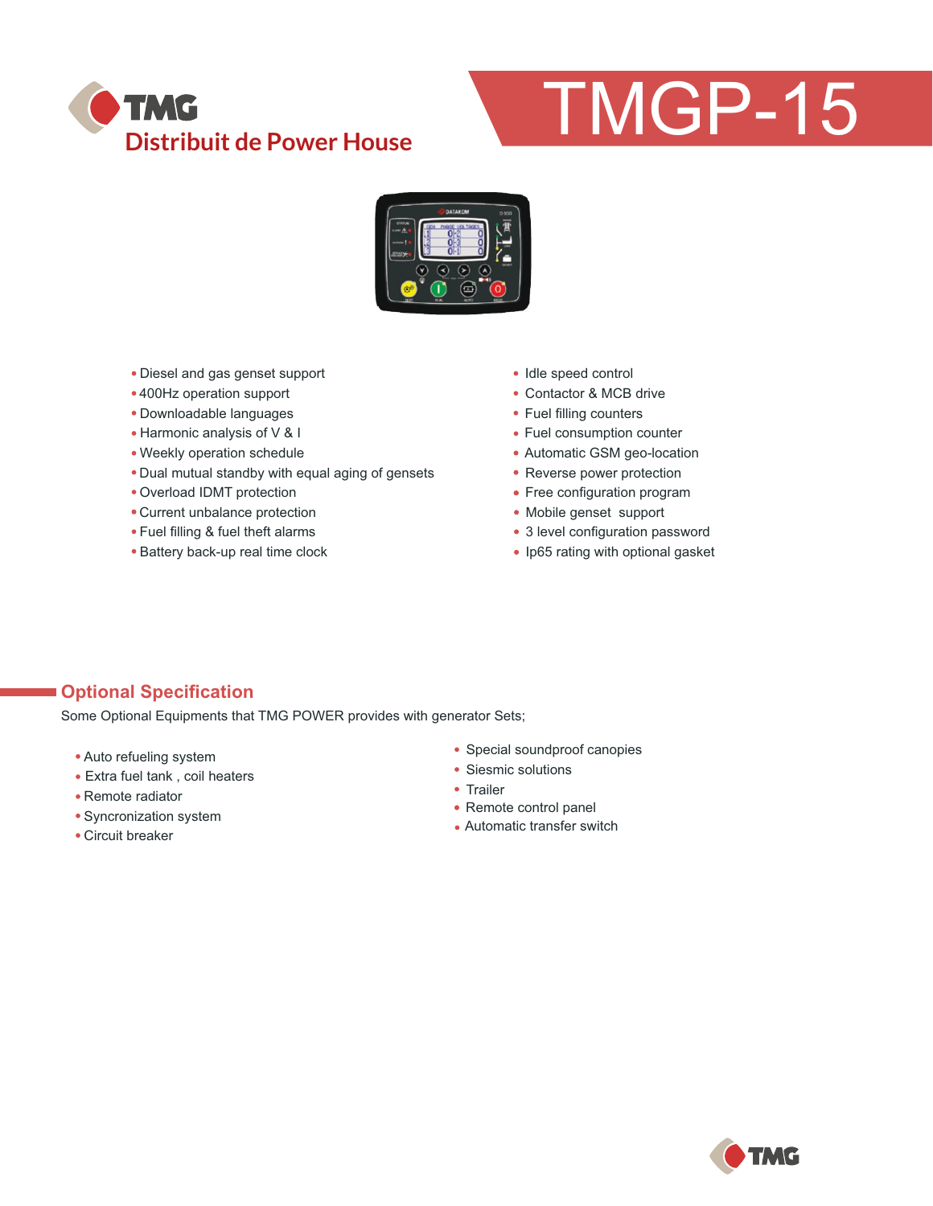TMG
Distribuit de Power House

# TMGP-15

- Diesel and gas genset support
- 400Hz operation support
- Downloadable languages
- Harmonic analysis of V & I
- Weekly operation schedule
- Dual mutual standby with equal aging of gensets
- Overload IDMT protection
- Current unbalance protection
- Fuel filling & fuel theft alarms
- Battery back-up real time clock
- Idle speed control
- Contactor & MCB drive
- Fuel filling counters
- Fuel consumption counter
- Automatic GSM geo-location
- Reverse power protection
- Free configuration program
- Mobile genset support
- 3 level configuration password
- Ip65 rating with optional gasket

## Optional Specification

Some Optional Equipments that TMG POWER provides with generator Sets;

- Auto refueling system
- Extra fuel tank , coil heaters
- Remote radiator
- Syncronization system
- Circuit breaker
- Special soundproof canopies
- Siesmic solutions
- Trailer
- Remote control panel
- Automatic transfer switch